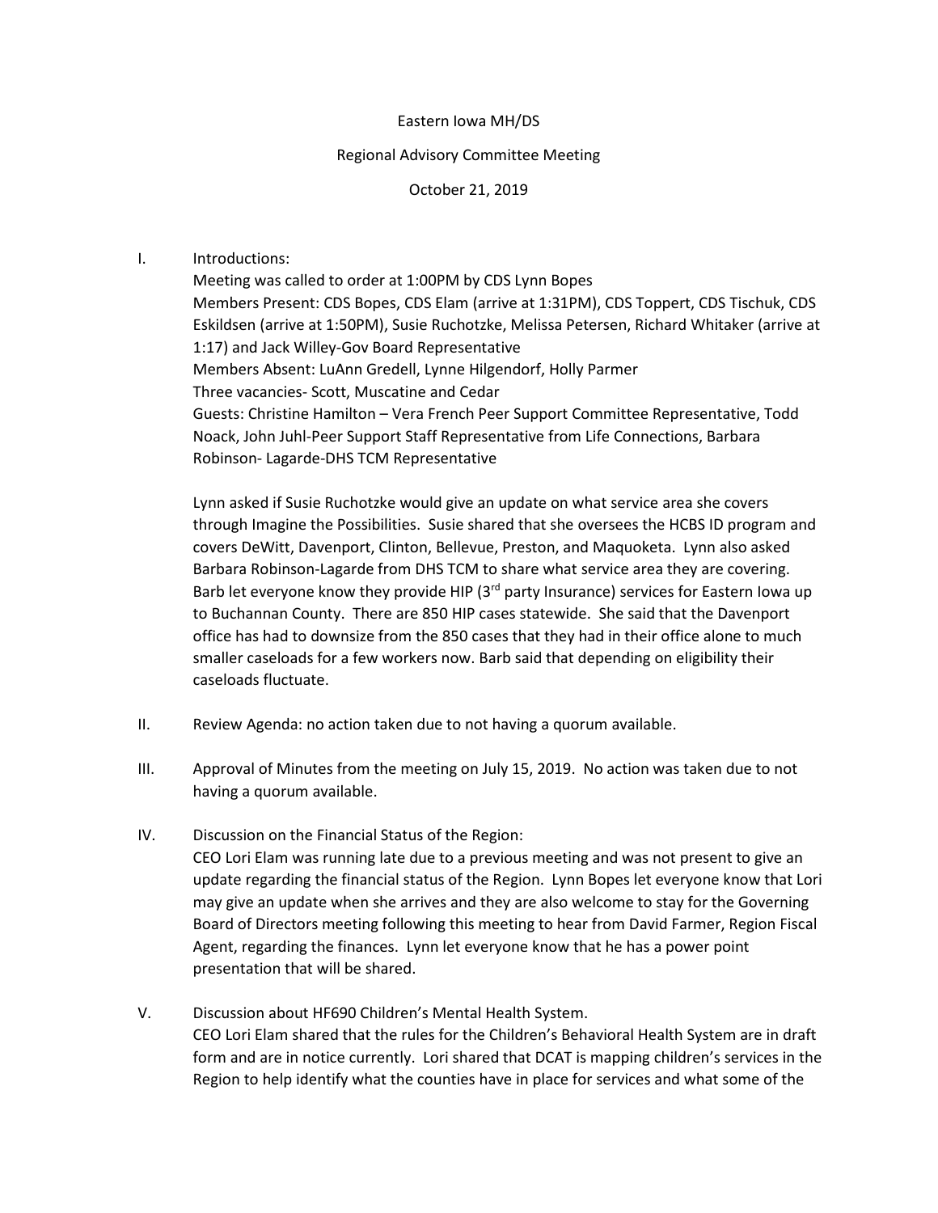Eastern Iowa MH/DS

Regional Advisory Committee Meeting

October 21, 2019

I. Introductions:

Meeting was called to order at 1:00PM by CDS Lynn Bopes

Members Present: CDS Bopes, CDS Elam (arrive at 1:31PM), CDS Toppert, CDS Tischuk, CDS Eskildsen (arrive at 1:50PM), Susie Ruchotzke, Melissa Petersen, Richard Whitaker (arrive at 1:17) and Jack Willey-Gov Board Representative

Members Absent: LuAnn Gredell, Lynne Hilgendorf, Holly Parmer

Three vacancies- Scott, Muscatine and Cedar

Guests: Christine Hamilton – Vera French Peer Support Committee Representative, Todd Noack, John Juhl-Peer Support Staff Representative from Life Connections, Barbara Robinson- Lagarde-DHS TCM Representative

Lynn asked if Susie Ruchotzke would give an update on what service area she covers through Imagine the Possibilities. Susie shared that she oversees the HCBS ID program and covers DeWitt, Davenport, Clinton, Bellevue, Preston, and Maquoketa. Lynn also asked Barbara Robinson-Lagarde from DHS TCM to share what service area they are covering. Barb let everyone know they provide HIP (3rd party Insurance) services for Eastern Iowa up to Buchannan County. There are 850 HIP cases statewide. She said that the Davenport office has had to downsize from the 850 cases that they had in their office alone to much smaller caseloads for a few workers now. Barb said that depending on eligibility their caseloads fluctuate.

II. Review Agenda: no action taken due to not having a quorum available.

III. Approval of Minutes from the meeting on July 15, 2019. No action was taken due to not having a quorum available.

IV. Discussion on the Financial Status of the Region:

CEO Lori Elam was running late due to a previous meeting and was not present to give an update regarding the financial status of the Region. Lynn Bopes let everyone know that Lori may give an update when she arrives and they are also welcome to stay for the Governing Board of Directors meeting following this meeting to hear from David Farmer, Region Fiscal Agent, regarding the finances. Lynn let everyone know that he has a power point presentation that will be shared.

V. Discussion about HF690 Children's Mental Health System.

CEO Lori Elam shared that the rules for the Children's Behavioral Health System are in draft form and are in notice currently. Lori shared that DCAT is mapping children's services in the Region to help identify what the counties have in place for services and what some of the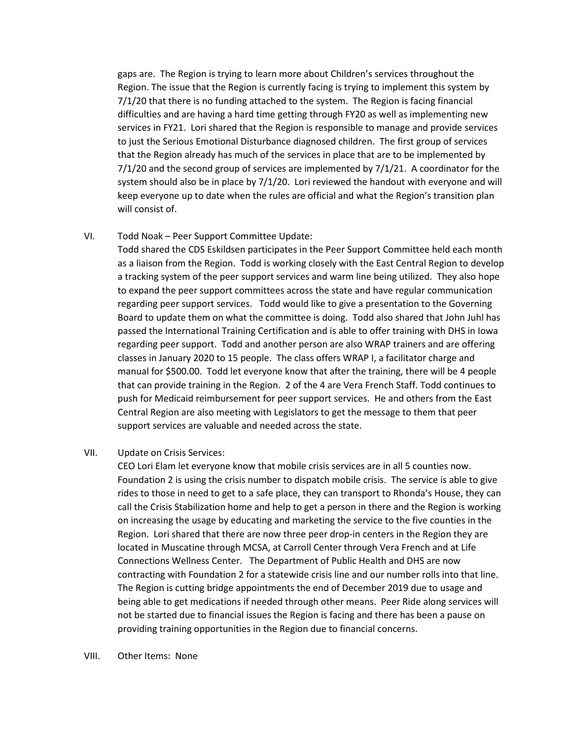gaps are. The Region is trying to learn more about Children's services throughout the Region. The issue that the Region is currently facing is trying to implement this system by 7/1/20 that there is no funding attached to the system. The Region is facing financial difficulties and are having a hard time getting through FY20 as well as implementing new services in FY21. Lori shared that the Region is responsible to manage and provide services to just the Serious Emotional Disturbance diagnosed children. The first group of services that the Region already has much of the services in place that are to be implemented by 7/1/20 and the second group of services are implemented by 7/1/21. A coordinator for the system should also be in place by 7/1/20. Lori reviewed the handout with everyone and will keep everyone up to date when the rules are official and what the Region's transition plan will consist of.

VI. Todd Noak – Peer Support Committee Update:

Todd shared the CDS Eskildsen participates in the Peer Support Committee held each month as a liaison from the Region. Todd is working closely with the East Central Region to develop a tracking system of the peer support services and warm line being utilized. They also hope to expand the peer support committees across the state and have regular communication regarding peer support services. Todd would like to give a presentation to the Governing Board to update them on what the committee is doing. Todd also shared that John Juhl has passed the International Training Certification and is able to offer training with DHS in Iowa regarding peer support. Todd and another person are also WRAP trainers and are offering classes in January 2020 to 15 people. The class offers WRAP I, a facilitator charge and manual for $500.00. Todd let everyone know that after the training, there will be 4 people that can provide training in the Region. 2 of the 4 are Vera French Staff. Todd continues to push for Medicaid reimbursement for peer support services. He and others from the East Central Region are also meeting with Legislators to get the message to them that peer support services are valuable and needed across the state.

VII. Update on Crisis Services:

CEO Lori Elam let everyone know that mobile crisis services are in all 5 counties now. Foundation 2 is using the crisis number to dispatch mobile crisis. The service is able to give rides to those in need to get to a safe place, they can transport to Rhonda's House, they can call the Crisis Stabilization home and help to get a person in there and the Region is working on increasing the usage by educating and marketing the service to the five counties in the Region. Lori shared that there are now three peer drop-in centers in the Region they are located in Muscatine through MCSA, at Carroll Center through Vera French and at Life Connections Wellness Center. The Department of Public Health and DHS are now contracting with Foundation 2 for a statewide crisis line and our number rolls into that line. The Region is cutting bridge appointments the end of December 2019 due to usage and being able to get medications if needed through other means. Peer Ride along services will not be started due to financial issues the Region is facing and there has been a pause on providing training opportunities in the Region due to financial concerns.

VIII. Other Items: None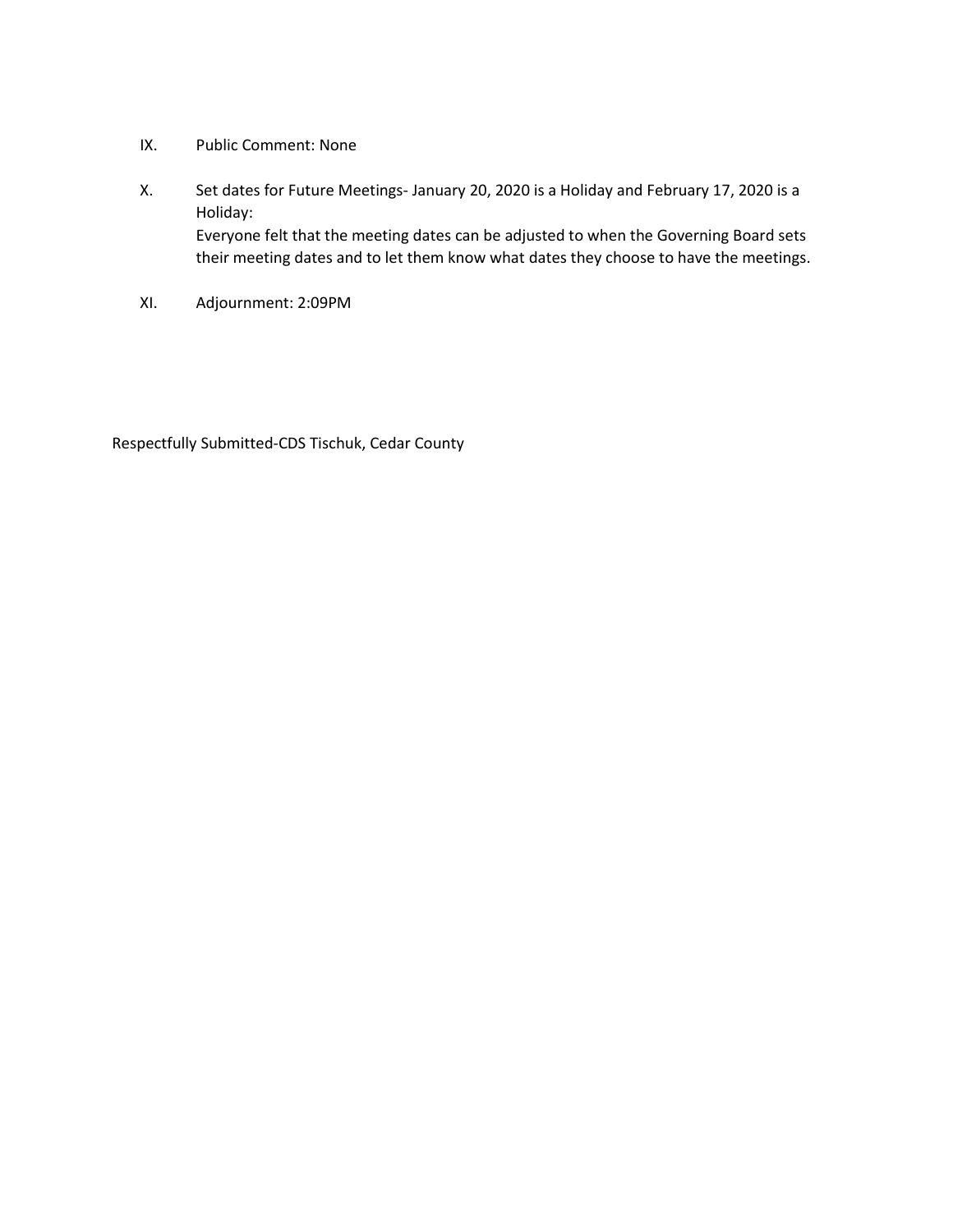IX. Public Comment: None

X. Set dates for Future Meetings- January 20, 2020 is a Holiday and February 17, 2020 is a Holiday:
Everyone felt that the meeting dates can be adjusted to when the Governing Board sets their meeting dates and to let them know what dates they choose to have the meetings.

XI. Adjournment: 2:09PM

Respectfully Submitted-CDS Tischuk, Cedar County